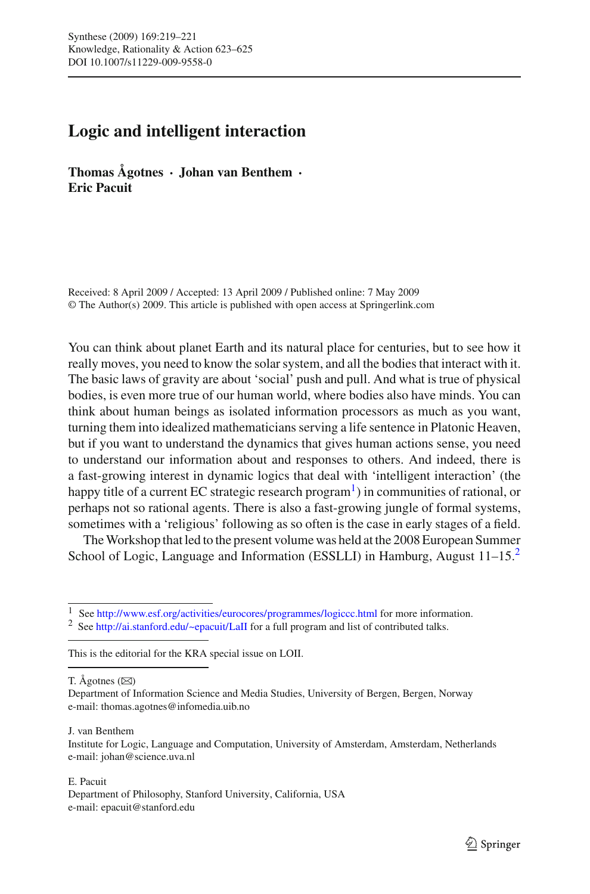# Logic and intelligent interaction

**Thomas Ågotnes · Johan van Benthem · Eric Pacuit**

Received: 8 April 2009 / Accepted: 13 April 2009 / Published online: 7 May 2009
© The Author(s) 2009. This article is published with open access at Springerlink.com

You can think about planet Earth and its natural place for centuries, but to see how it really moves, you need to know the solar system, and all the bodies that interact with it. The basic laws of gravity are about 'social' push and pull. And what is true of physical bodies, is even more true of our human world, where bodies also have minds. You can think about human beings as isolated information processors as much as you want, turning them into idealized mathematicians serving a life sentence in Platonic Heaven, but if you want to understand the dynamics that gives human actions sense, you need to understand our information about and responses to others. And indeed, there is a fast-growing interest in dynamic logics that deal with 'intelligent interaction' (the happy title of a current EC strategic research program[1]) in communities of rational, or perhaps not so rational agents. There is also a fast-growing jungle of formal systems, sometimes with a 'religious' following as so often is the case in early stages of a field.

The Workshop that led to the present volume was held at the 2008 European Summer School of Logic, Language and Information (ESSLLI) in Hamburg, August 11–15.[2]

---

[1] See http://www.esf.org/activities/eurocores/programmes/logiccc.html for more information.
[2] See http://ai.stanford.edu/~epacuit/LaII for a full program and list of contributed talks.

This is the editorial for the KRA special issue on LOII.

T. Ågotnes (✉)
Department of Information Science and Media Studies, University of Bergen, Bergen, Norway
e-mail: thomas.agotnes@infomedia.uib.no

J. van Benthem
Institute for Logic, Language and Computation, University of Amsterdam, Amsterdam, Netherlands
e-mail: johan@science.uva.nl

E. Pacuit
Department of Philosophy, Stanford University, California, USA
e-mail: epacuit@stanford.edu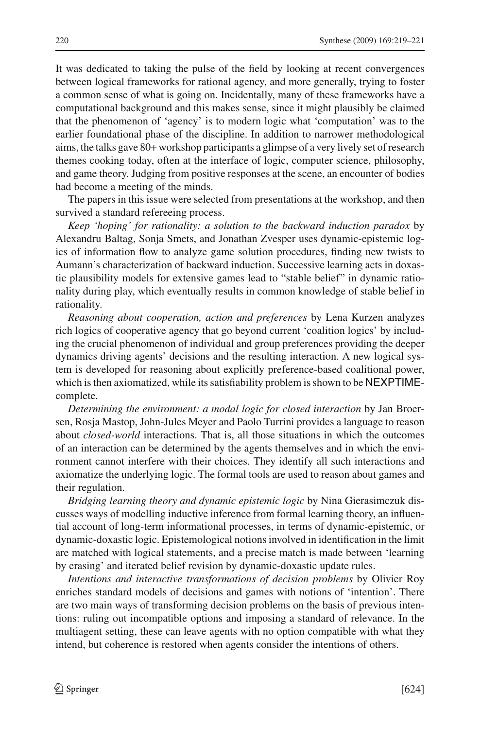It was dedicated to taking the pulse of the field by looking at recent convergences between logical frameworks for rational agency, and more generally, trying to foster a common sense of what is going on. Incidentally, many of these frameworks have a computational background and this makes sense, since it might plausibly be claimed that the phenomenon of 'agency' is to modern logic what 'computation' was to the earlier foundational phase of the discipline. In addition to narrower methodological aims, the talks gave 80+ workshop participants a glimpse of a very lively set of research themes cooking today, often at the interface of logic, computer science, philosophy, and game theory. Judging from positive responses at the scene, an encounter of bodies had become a meeting of the minds.

The papers in this issue were selected from presentations at the workshop, and then survived a standard refereeing process.

*Keep 'hoping' for rationality: a solution to the backward induction paradox* by Alexandru Baltag, Sonja Smets, and Jonathan Zvesper uses dynamic-epistemic logics of information flow to analyze game solution procedures, finding new twists to Aumann's characterization of backward induction. Successive learning acts in doxastic plausibility models for extensive games lead to "stable belief" in dynamic rationality during play, which eventually results in common knowledge of stable belief in rationality.

*Reasoning about cooperation, action and preferences* by Lena Kurzen analyzes rich logics of cooperative agency that go beyond current 'coalition logics' by including the crucial phenomenon of individual and group preferences providing the deeper dynamics driving agents' decisions and the resulting interaction. A new logical system is developed for reasoning about explicitly preference-based coalitional power, which is then axiomatized, while its satisfiability problem is shown to be NEXPTIME-complete.

*Determining the environment: a modal logic for closed interaction* by Jan Broersen, Rosja Mastop, John-Jules Meyer and Paolo Turrini provides a language to reason about *closed-world* interactions. That is, all those situations in which the outcomes of an interaction can be determined by the agents themselves and in which the environment cannot interfere with their choices. They identify all such interactions and axiomatize the underlying logic. The formal tools are used to reason about games and their regulation.

*Bridging learning theory and dynamic epistemic logic* by Nina Gierasimczuk discusses ways of modelling inductive inference from formal learning theory, an influential account of long-term informational processes, in terms of dynamic-epistemic, or dynamic-doxastic logic. Epistemological notions involved in identification in the limit are matched with logical statements, and a precise match is made between 'learning by erasing' and iterated belief revision by dynamic-doxastic update rules.

*Intentions and interactive transformations of decision problems* by Olivier Roy enriches standard models of decisions and games with notions of 'intention'. There are two main ways of transforming decision problems on the basis of previous intentions: ruling out incompatible options and imposing a standard of relevance. In the multiagent setting, these can leave agents with no option compatible with what they intend, but coherence is restored when agents consider the intentions of others.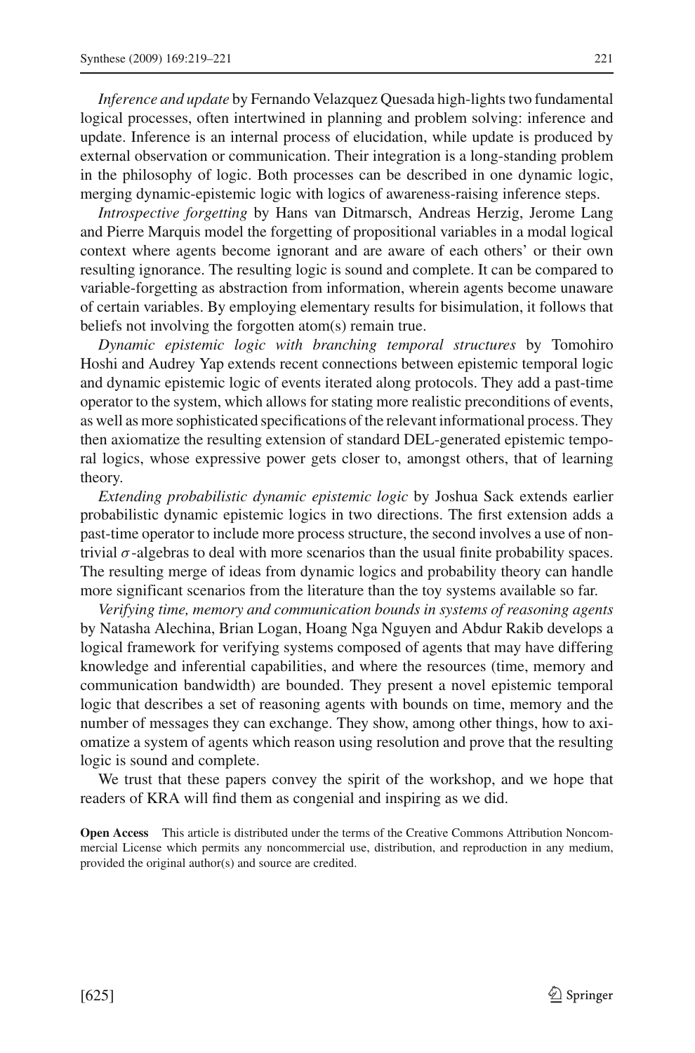*Inference and update* by Fernando Velazquez Quesada high-lights two fundamental logical processes, often intertwined in planning and problem solving: inference and update. Inference is an internal process of elucidation, while update is produced by external observation or communication. Their integration is a long-standing problem in the philosophy of logic. Both processes can be described in one dynamic logic, merging dynamic-epistemic logic with logics of awareness-raising inference steps.

*Introspective forgetting* by Hans van Ditmarsch, Andreas Herzig, Jerome Lang and Pierre Marquis model the forgetting of propositional variables in a modal logical context where agents become ignorant and are aware of each others' or their own resulting ignorance. The resulting logic is sound and complete. It can be compared to variable-forgetting as abstraction from information, wherein agents become unaware of certain variables. By employing elementary results for bisimulation, it follows that beliefs not involving the forgotten atom(s) remain true.

*Dynamic epistemic logic with branching temporal structures* by Tomohiro Hoshi and Audrey Yap extends recent connections between epistemic temporal logic and dynamic epistemic logic of events iterated along protocols. They add a past-time operator to the system, which allows for stating more realistic preconditions of events, as well as more sophisticated specifications of the relevant informational process. They then axiomatize the resulting extension of standard DEL-generated epistemic temporal logics, whose expressive power gets closer to, amongst others, that of learning theory.

*Extending probabilistic dynamic epistemic logic* by Joshua Sack extends earlier probabilistic dynamic epistemic logics in two directions. The first extension adds a past-time operator to include more process structure, the second involves a use of non-trivial $\sigma$-algebras to deal with more scenarios than the usual finite probability spaces. The resulting merge of ideas from dynamic logics and probability theory can handle more significant scenarios from the literature than the toy systems available so far.

*Verifying time, memory and communication bounds in systems of reasoning agents* by Natasha Alechina, Brian Logan, Hoang Nga Nguyen and Abdur Rakib develops a logical framework for verifying systems composed of agents that may have differing knowledge and inferential capabilities, and where the resources (time, memory and communication bandwidth) are bounded. They present a novel epistemic temporal logic that describes a set of reasoning agents with bounds on time, memory and the number of messages they can exchange. They show, among other things, how to axiomatize a system of agents which reason using resolution and prove that the resulting logic is sound and complete.

We trust that these papers convey the spirit of the workshop, and we hope that readers of KRA will find them as congenial and inspiring as we did.

**Open Access** This article is distributed under the terms of the Creative Commons Attribution Noncommercial License which permits any noncommercial use, distribution, and reproduction in any medium, provided the original author(s) and source are credited.